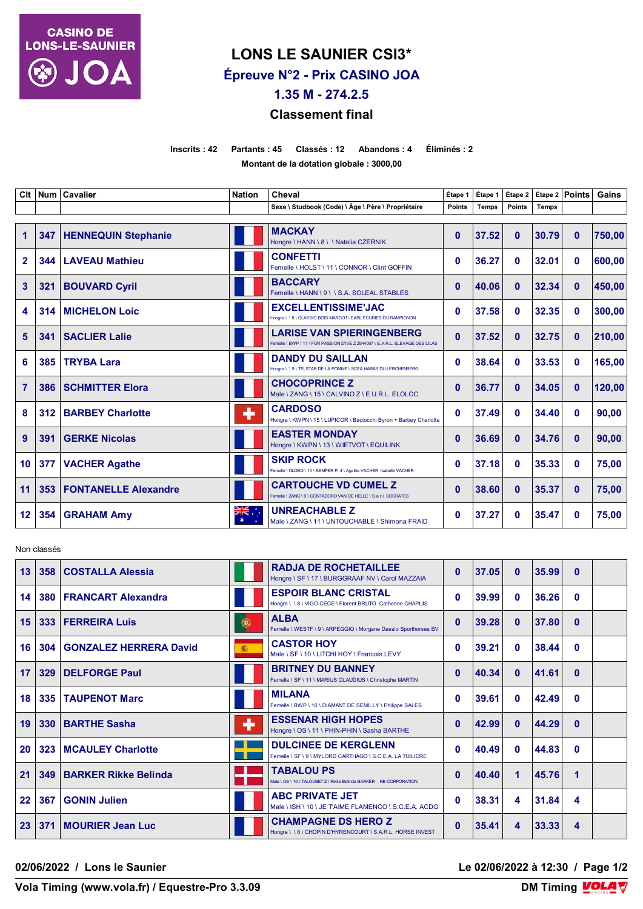CASINO DE LONS-LE-SAUNIER JOA

# LONS LE SAUNIER CSI3*

## Épreuve N°2 - Prix CASINO JOA

## 1.35 M - 274.2.5

## Classement final

Inscrits : 42 Partants : 45 Classés : 12 Abandons : 4 Éliminés : 2

Montant de la dotation globale : 3000,00

| Clt | Num | Cavalier | Nation | Cheval / Sexe \ Studbook (Code) \ Âge \ Père \ Propriétaire | Étape 1 Points | Étape 1 Temps | Étape 2 Points | Étape 2 Temps | Points | Gains |
|---|---|---|---|---|---|---|---|---|---|---|
| 1 | 347 | HENNEQUIN Stephanie | | MACKAY<br>Hongre \ HANN \ 8 \ \ Natalia CZERNIK | 0 | 37.52 | 0 | 30.79 | 0 | 750,00 |
| 2 | 344 | LAVEAU Mathieu | | CONFETTI<br>Femelle \ HOLST \ 11 \ CONNOR \ Clint GOFFIN | 0 | 36.27 | 0 | 32.01 | 0 | 600,00 |
| 3 | 321 | BOUVARD Cyril | | BACCARY<br>Femelle \ HANN \ 9 \ \ S.A. SOLEAL STABLES | 0 | 40.06 | 0 | 32.34 | 0 | 450,00 |
| 4 | 314 | MICHELON Loic | | EXCELLENTISSIME'JAC<br>Hongre \ \ 8 \ QLASSIC BOIS MARGOT \ EARL ECURIES DU RAMPIGNON | 0 | 37.58 | 0 | 32.35 | 0 | 300,00 |
| 5 | 341 | SACLIER Lalie | | LARISE VAN SPIERINGENBERG<br>Femelle \ BWP \ 11 \ FOR PASSION D'IVE Z Z644007 \ E.A.R.L. ELEVAGE DES LILAS | 0 | 37.52 | 0 | 32.75 | 0 | 210,00 |
| 6 | 385 | TRYBA Lara | | DANDY DU SAILLAN<br>Hongre \ \ 9 \ TELSTAR DE LA POMME \ SCEA HARAS DU LERCHENBERG | 0 | 38.64 | 0 | 33.53 | 0 | 165,00 |
| 7 | 386 | SCHMITTER Elora | | CHOCOPRINCE Z<br>Male \ ZANG \ 15 \ CALVINO Z \ E.U.R.L. ELOLOC | 0 | 36.77 | 0 | 34.05 | 0 | 120,00 |
| 8 | 312 | BARBEY Charlotte | | CARDOSO<br>Hongre \ KWPN \ 15 \ LUPICOR \ Baciocchi Byron + Barbey Charlotte | 0 | 37.49 | 0 | 34.40 | 0 | 90,00 |
| 9 | 391 | GERKE Nicolas | | EASTER MONDAY<br>Hongre \ KWPN \ 13 \ WIETVOT \ EQUILINK | 0 | 36.69 | 0 | 34.76 | 0 | 90,00 |
| 10 | 377 | VACHER Agathe | | SKIP ROCK<br>Femelle \ OLDBG \ 10 \ SEMPER FI 4 \ Agathe VACHER Isabelle VACHER | 0 | 37.18 | 0 | 35.33 | 0 | 75,00 |
| 11 | 353 | FONTANELLE Alexandre | | CARTOUCHE VD CUMEL Z<br>Femelle \ ZANG \ 9 \ CONTADORO VAN DE HELLE \ S.a.r.l. SOCRATES | 0 | 38.60 | 0 | 35.37 | 0 | 75,00 |
| 12 | 354 | GRAHAM Amy | | UNREACHABLE Z<br>Male \ ZANG \ 11 \ UNTOUCHABLE \ Shimona FRAID | 0 | 37.27 | 0 | 35.47 | 0 | 75,00 |

Non classés

| Clt | Num | Cavalier | Nation | Cheval / Sexe \ Studbook (Code) \ Âge \ Père \ Propriétaire | Étape 1 Points | Étape 1 Temps | Étape 2 Points | Étape 2 Temps | Points | Gains |
|---|---|---|---|---|---|---|---|---|---|---|
| 13 | 358 | COSTALLA Alessia | | RADJA DE ROCHETAILLEE<br>Hongre \ SF \ 17 \ BURGGRAAF NV \ Carol MAZZAIA | 0 | 37.05 | 0 | 35.99 | 0 | |
| 14 | 380 | FRANCART Alexandra | | ESPOIR BLANC CRISTAL<br>Hongre \ \ 8 \ VIGO CECE \ Florent BRUTO Catherine CHAPUIS | 0 | 39.99 | 0 | 36.26 | 0 | |
| 15 | 333 | FERREIRA Luis | | ALBA<br>Femelle \ WESTF \ 9 \ ARPEGGIO \ Morgane Dassio Sporthorses BV | 0 | 39.28 | 0 | 37.80 | 0 | |
| 16 | 304 | GONZALEZ HERRERA David | | CASTOR HOY<br>Male \ SF \ 10 \ LITCHI HOY \ Francois LEVY | 0 | 39.21 | 0 | 38.44 | 0 | |
| 17 | 329 | DELFORGE Paul | | BRITNEY DU BANNEY<br>Femelle \ SF \ 11 \ MARIUS CLAUDIUS \ Christophe MARTIN | 0 | 40.34 | 0 | 41.61 | 0 | |
| 18 | 335 | TAUPENOT Marc | | MILANA<br>Femelle \ BWP \ 10 \ DIAMANT DE SEMILLY \ Philippe SALES | 0 | 39.61 | 0 | 42.49 | 0 | |
| 19 | 330 | BARTHE Sasha | | ESSENAR HIGH HOPES<br>Hongre \ OS \ 11 \ PHIN-PHIN \ Sasha BARTHE | 0 | 42.99 | 0 | 44.29 | 0 | |
| 20 | 323 | MCAULEY Charlotte | | DULCINEE DE KERGLENN<br>Femelle \ SF \ 9 \ MYLORD CARTHAGO \ S.C.E.A. LA TUILIERE | 0 | 40.49 | 0 | 44.83 | 0 | |
| 21 | 349 | BARKER Rikke Belinda | | TABALOU PS<br>Male \ OS \ 10 \ TALOUBET Z \ Rikke Belinda BARKER RB CORPORATION | 0 | 40.40 | 1 | 45.76 | 1 | |
| 22 | 367 | GONIN Julien | | ABC PRIVATE JET<br>Male \ ISH \ 10 \ JE T'AIME FLAMENCO \ S.C.E.A. ACDG | 0 | 38.31 | 4 | 31.84 | 4 | |
| 23 | 371 | MOURIER Jean Luc | | CHAMPAGNE DS HERO Z<br>Hongre \ \ 8 \ CHOPIN D'HYRENCOURT \ S.A.R.L. HORSE INVEST | 0 | 35.41 | 4 | 33.33 | 4 | |

02/06/2022 / Lons le Saunier — Le 02/06/2022 à 12:30

Vola Timing (www.vola.fr) / Equestre-Pro 3.3.09 — DM Timing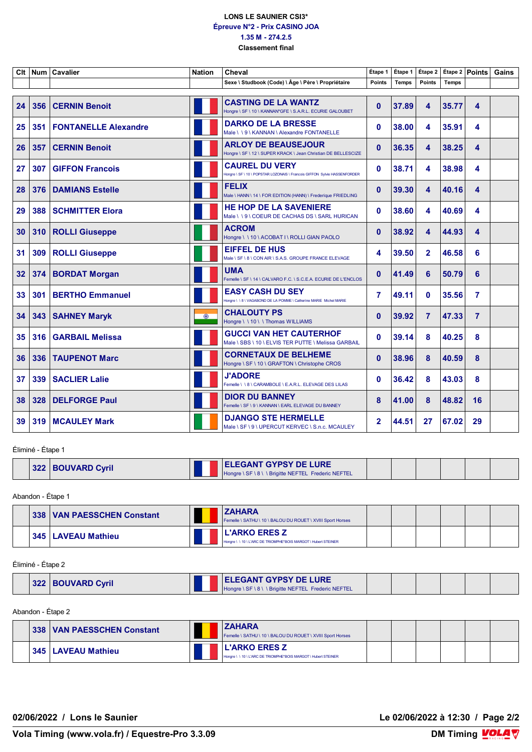**LONS LE SAUNIER CSI3***

**Épreuve N°2 - Prix CASINO JOA**

**1.35 M - 274.2.5**

**Classement final**

| Clt | Num | Cavalier | Nation | Cheval | Étape 1 | Étape 1 | Étape 2 | Étape 2 | Points | Gains |
|---|---|---|---|---|---|---|---|---|---|---|
| | | | | Sexe \ Studbook (Code) \ Âge \ Père \ Propriétaire | Points | Temps | Points | Temps | | |
| 24 | 356 | CERNIN Benoit | | CASTING DE LA WANTZ<br>Hongre \ SF \ 10 \ KANNAN*GFE \ S.A.R.L. ECURIE GALOUBET | 0 | 37.89 | 4 | 35.77 | 4 | |
| 25 | 351 | FONTANELLE Alexandre | | DARKO DE LA BRESSE<br>Male \ \ 9 \ KANNAN \ Alexandre FONTANELLE | 0 | 38.00 | 4 | 35.91 | 4 | |
| 26 | 357 | CERNIN Benoit | | ARLOY DE BEAUSEJOUR<br>Hongre \ SF \ 12 \ SUPER KRACK \ Jean Christian DE BELLESCIZE | 0 | 36.35 | 4 | 38.25 | 4 | |
| 27 | 307 | GIFFON Francois | | CAUREL DU VERY<br>Hongre \ SF \ 10 \ POPSTAR LOZONAIS \ Francois GIFFON Sylvie HASSENFORDER | 0 | 38.71 | 4 | 38.98 | 4 | |
| 28 | 376 | DAMIANS Estelle | | FELIX<br>Male \ HANN \ 14 \ FOR EDITION (HANN) \ Frederique FRIEDLING | 0 | 39.30 | 4 | 40.16 | 4 | |
| 29 | 388 | SCHMITTER Elora | | HE HOP DE LA SAVENIERE<br>Male \ \ 9 \ COEUR DE CACHAS DS \ SARL HURICAN | 0 | 38.60 | 4 | 40.69 | 4 | |
| 30 | 310 | ROLLI Giuseppe | | ACROM<br>Hongre \ \ 10 \ ACOBAT I \ ROLLI GIAN PAOLO | 0 | 38.92 | 4 | 44.93 | 4 | |
| 31 | 309 | ROLLI Giuseppe | | EIFFEL DE HUS<br>Male \ SF \ 8 \ CON AIR \ S.A.S. GROUPE FRANCE ELEVAGE | 4 | 39.50 | 2 | 46.58 | 6 | |
| 32 | 374 | BORDAT Morgan | | UMA<br>Femelle \ SF \ 14 \ CALVARO F.C. \ S.C.E.A. ECURIE DE L'ENCLOS | 0 | 41.49 | 6 | 50.79 | 6 | |
| 33 | 301 | BERTHO Emmanuel | | EASY CASH DU SEY<br>Hongre \ \ 8 \ VAGABOND DE LA POMME \ Catherine MARIE Michel MARIE | 7 | 49.11 | 0 | 35.56 | 7 | |
| 34 | 343 | SAHNEY Maryk | | CHALOUTY PS<br>Hongre \ \ 10 \ \ Thomas WILLIAMS | 0 | 39.92 | 7 | 47.33 | 7 | |
| 35 | 316 | GARBAIL Melissa | | GUCCI VAN HET CAUTERHOF<br>Male \ SBS \ 10 \ ELVIS TER PUTTE \ Melissa GARBAIL | 0 | 39.14 | 8 | 40.25 | 8 | |
| 36 | 336 | TAUPENOT Marc | | CORNETAUX DE BELHEME<br>Hongre \ SF \ 10 \ GRAFTON \ Christophe CROS | 0 | 38.96 | 8 | 40.59 | 8 | |
| 37 | 339 | SACLIER Lalie | | J'ADORE<br>Femelle \ \ 8 \ CARAMBOLE \ E.A.R.L. ELEVAGE DES LILAS | 0 | 36.42 | 8 | 43.03 | 8 | |
| 38 | 328 | DELFORGE Paul | | DIOR DU BANNEY<br>Femelle \ SF \ 9 \ KANNAN \ EARL ELEVAGE DU BANNEY | 8 | 41.00 | 8 | 48.82 | 16 | |
| 39 | 319 | MCAULEY Mark | | DJANGO STE HERMELLE<br>Male \ SF \ 9 \ UPERCUT KERVEC \ S.n.c. MCAULEY | 2 | 44.51 | 27 | 67.02 | 29 | |

Éliminé - Étape 1

| Clt | Num | Cavalier | Nation | Cheval | Étape 1 Points | Étape 1 Temps | Étape 2 Points | Étape 2 Temps | Points | Gains |
|---|---|---|---|---|---|---|---|---|---|---|
| | 322 | BOUVARD Cyril | | ELEGANT GYPSY DE LURE<br>Hongre \ SF \ 8 \ \ Brigitte NEFTEL Frederic NEFTEL | | | | | | |

Abandon - Étape 1

| Clt | Num | Cavalier | Nation | Cheval | Étape 1 Points | Étape 1 Temps | Étape 2 Points | Étape 2 Temps | Points | Gains |
|---|---|---|---|---|---|---|---|---|---|---|
| | 338 | VAN PAESSCHEN Constant | | ZAHARA<br>Femelle \ SATHU \ 10 \ BALOU DU ROUET \ XVIII Sport Horses | | | | | | |
| | 345 | LAVEAU Mathieu | | L'ARKO ERES Z<br>Hongre \ \ 10 \ L'ARC DE TRIOMPHE*BOIS MARGOT \ Hubert STEINER | | | | | | |

Éliminé - Étape 2

| Clt | Num | Cavalier | Nation | Cheval | Étape 1 Points | Étape 1 Temps | Étape 2 Points | Étape 2 Temps | Points | Gains |
|---|---|---|---|---|---|---|---|---|---|---|
| | 322 | BOUVARD Cyril | | ELEGANT GYPSY DE LURE<br>Hongre \ SF \ 8 \ \ Brigitte NEFTEL Frederic NEFTEL | | | | | | |

Abandon - Étape 2

| Clt | Num | Cavalier | Nation | Cheval | Étape 1 Points | Étape 1 Temps | Étape 2 Points | Étape 2 Temps | Points | Gains |
|---|---|---|---|---|---|---|---|---|---|---|
| | 338 | VAN PAESSCHEN Constant | | ZAHARA<br>Femelle \ SATHU \ 10 \ BALOU DU ROUET \ XVIII Sport Horses | | | | | | |
| | 345 | LAVEAU Mathieu | | L'ARKO ERES Z<br>Hongre \ \ 10 \ L'ARC DE TRIOMPHE*BOIS MARGOT \ Hubert STEINER | | | | | | |

02/06/2022 / Lons le Saunier — Le 02/06/2022 à 12:30

Vola Timing (www.vola.fr) / Equestre-Pro 3.3.09 — DM Timing